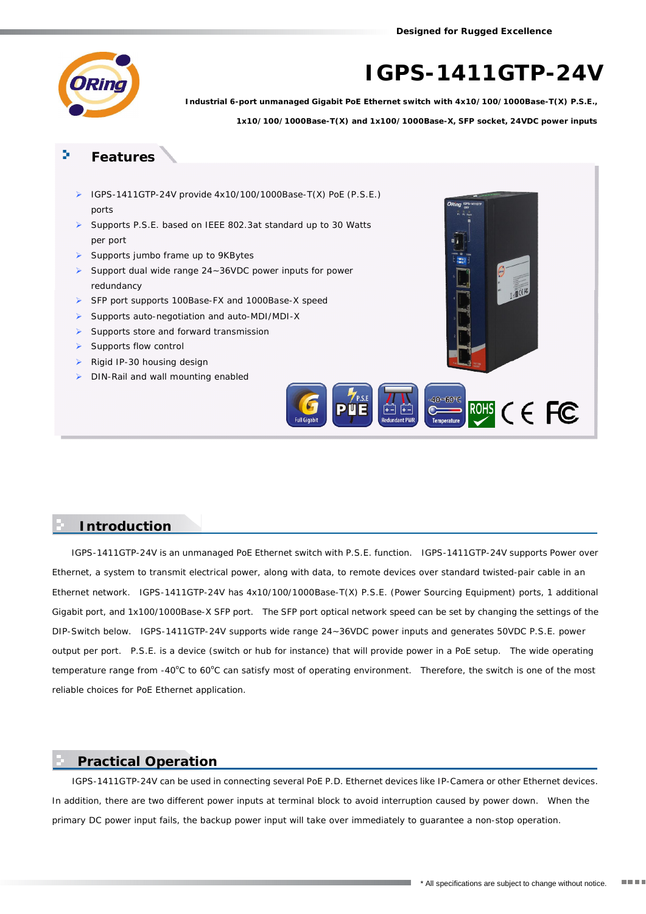# IGPS-1411GTP-24V

**Industrial 6-port unmanaged Gigabit PoE Ethernet switch with 4x10/100/1000Base-T(X) P.S.E., 1x10/100/1000Base-T(X) and 1x100/1000Base-X, SFP socket, 24VDC power inputs**

## Features

- IGPS-1411GTP-24V provide 4x10/100/1000Base-T(X) PoE (P.S.E.) ports
- Supports P.S.E. based on IEEE 802.3at standard up to 30 Watts per port
- Supports jumbo frame up to 9KBytes
- Support dual wide range 24~36VDC power inputs for power redundancy
- SFP port supports 100Base-FX and 1000Base-X speed
- Supports auto-negotiation and auto-MDI/MDI-X
- Supports store and forward transmission
- Supports flow control
- Rigid IP-30 housing design
- DIN-Rail and wall mounting enabled

## Introduction

IGPS-1411GTP-24V is an unmanaged PoE Ethernet switch with P.S.E. function. IGPS-1411GTP-24V supports Power over Ethernet, a system to transmit electrical power, along with data, to remote devices over standard twisted-pair cable in an Ethernet network. IGPS-1411GTP-24V has 4x10/100/1000Base-T(X) P.S.E. (Power Sourcing Equipment) ports, 1 additional Gigabit port, and 1x100/1000Base-X SFP port. The SFP port optical network speed can be set by changing the settings of the DIP-Switch below. IGPS-1411GTP-24V supports wide range 24~36VDC power inputs and generates 50VDC P.S.E. power output per port. P.S.E. is a device (switch or hub for instance) that will provide power in a PoE setup. The wide operating temperature range from -40°C to 60°C can satisfy most of operating environment. Therefore, the switch is one of the most reliable choices for PoE Ethernet application.

## Practical Operation

IGPS-1411GTP-24V can be used in connecting several PoE P.D. Ethernet devices like IP-Camera or other Ethernet devices. In addition, there are two different power inputs at terminal block to avoid interruption caused by power down. When the primary DC power input fails, the backup power input will take over immediately to guarantee a non-stop operation.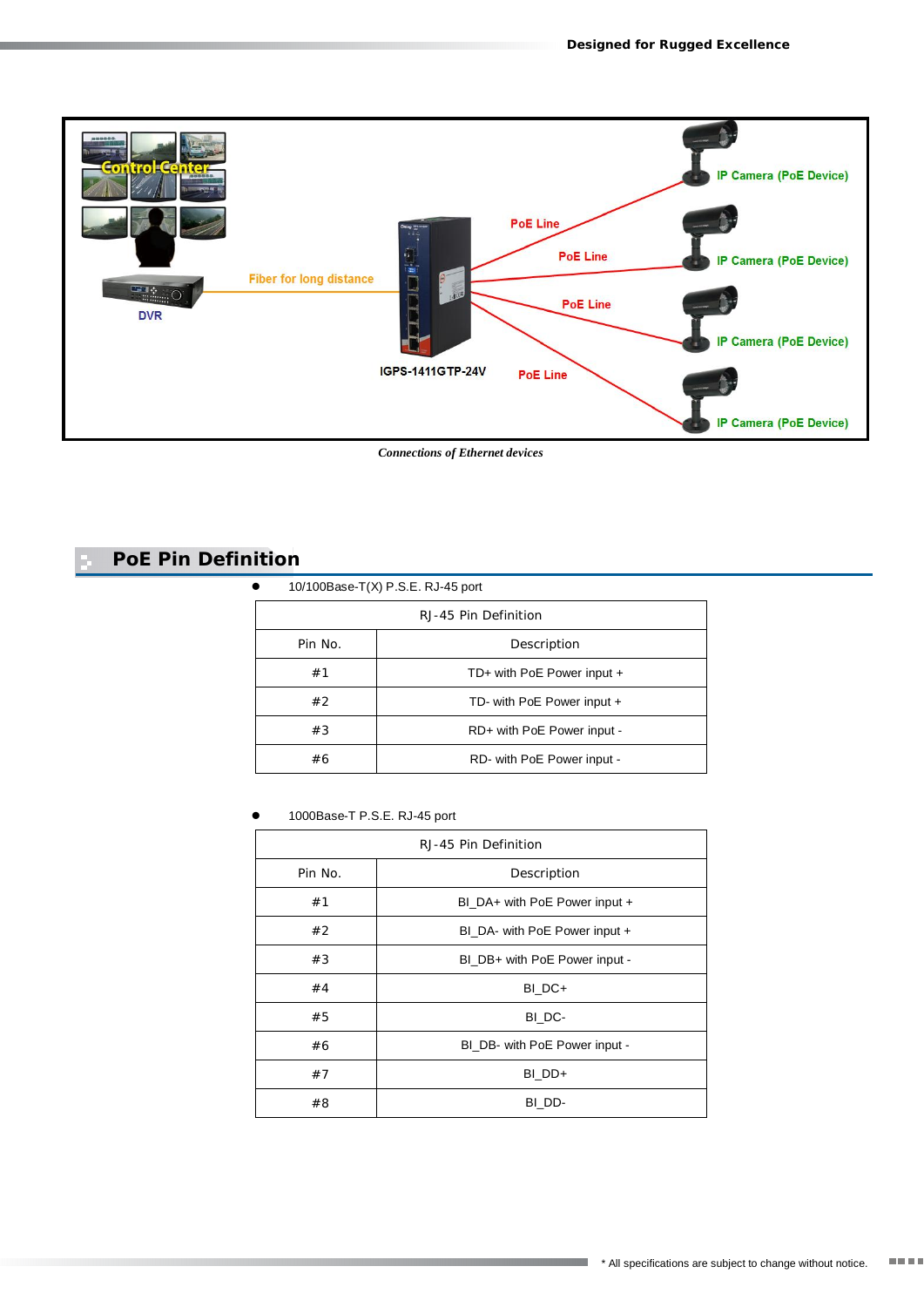Connections of Ethernet devices

## PoE Pin Definition

- 10/100Base-T(X) P.S.E. RJ-45 port

| RJ-45 Pin Definition | |
|---|---|
| Pin No. | Description |
| #1 | TD+ with PoE Power input + |
| #2 | TD- with PoE Power input + |
| #3 | RD+ with PoE Power input - |
| #6 | RD- with PoE Power input - |

- 1000Base-T P.S.E. RJ-45 port

| RJ-45 Pin Definition | |
|---|---|
| Pin No. | Description |
| #1 | BI_DA+ with PoE Power input + |
| #2 | BI_DA- with PoE Power input + |
| #3 | BI_DB+ with PoE Power input - |
| #4 | BI_DC+ |
| #5 | BI_DC- |
| #6 | BI_DB- with PoE Power input - |
| #7 | BI_DD+ |
| #8 | BI_DD- |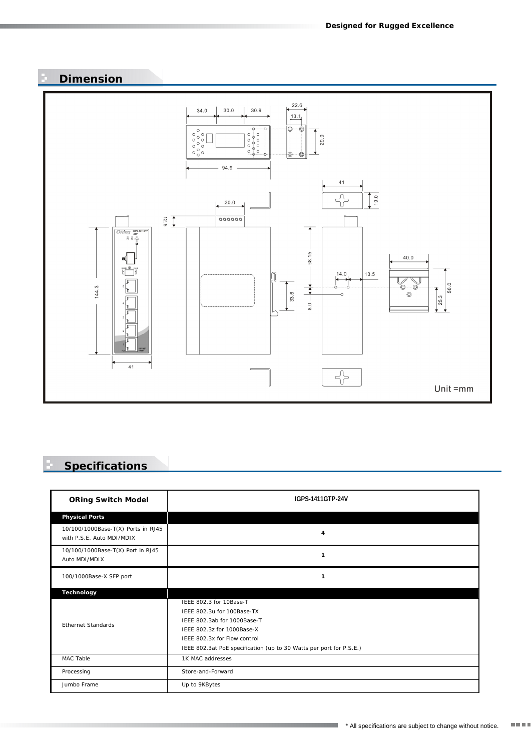## Dimension

Unit =mm

## Specifications

| ORing Switch Model | IGPS-1411GTP-24V |
| --- | --- |
| **Physical Ports** | |
| 10/100/1000Base-T(X) Ports in RJ45 with P.S.E. Auto MDI/MDIX | 4 |
| 10/100/1000Base-T(X) Port in RJ45 Auto MDI/MDIX | 1 |
| 100/1000Base-X SFP port | 1 |
| **Technology** | |
| Ethernet Standards | IEEE 802.3 for 10Base-T<br>IEEE 802.3u for 100Base-TX<br>IEEE 802.3ab for 1000Base-T<br>IEEE 802.3z for 1000Base-X<br>IEEE 802.3x for Flow control<br>IEEE 802.3at PoE specification (up to 30 Watts per port for P.S.E.) |
| MAC Table | 1K MAC addresses |
| Processing | Store-and-Forward |
| Jumbo Frame | Up to 9KBytes |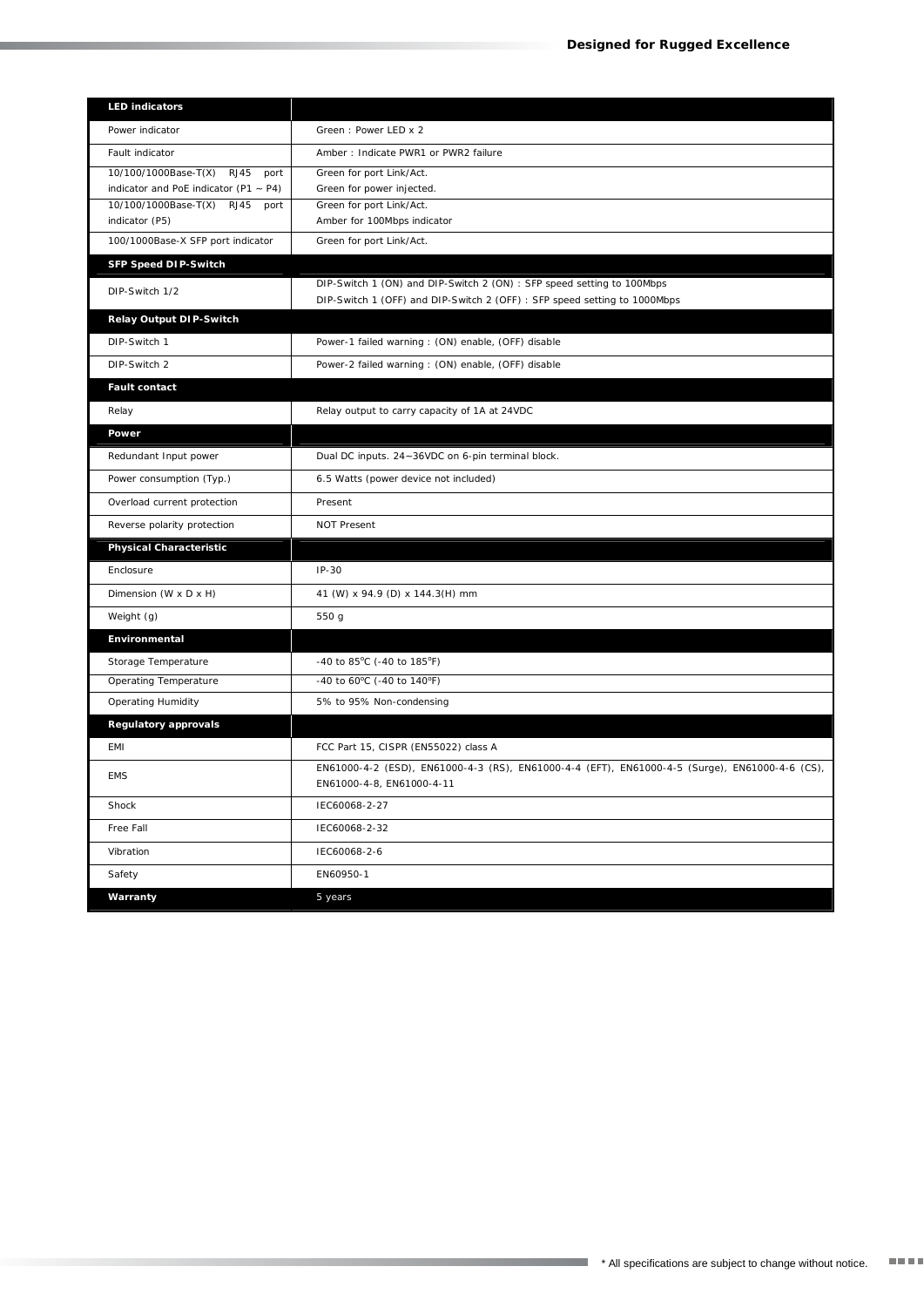| LED indicators | |
|---|---|
| Power indicator | Green : Power LED x 2 |
| Fault indicator | Amber : Indicate PWR1 or PWR2 failure |
| 10/100/1000Base-T(X) RJ45 port indicator and PoE indicator (P1 ~ P4) | Green for port Link/Act.<br>Green for power injected. |
| 10/100/1000Base-T(X) RJ45 port indicator (P5) | Green for port Link/Act.<br>Amber for 100Mbps indicator |
| 100/1000Base-X SFP port indicator | Green for port Link/Act. |
| **SFP Speed DIP-Switch** | |
| DIP-Switch 1/2 | DIP-Switch 1 (ON) and DIP-Switch 2 (ON) : SFP speed setting to 100Mbps<br>DIP-Switch 1 (OFF) and DIP-Switch 2 (OFF) : SFP speed setting to 1000Mbps |
| **Relay Output DIP-Switch** | |
| DIP-Switch 1 | Power-1 failed warning : (ON) enable, (OFF) disable |
| DIP-Switch 2 | Power-2 failed warning : (ON) enable, (OFF) disable |
| **Fault contact** | |
| Relay | Relay output to carry capacity of 1A at 24VDC |
| **Power** | |
| Redundant Input power | Dual DC inputs. 24~36VDC on 6-pin terminal block. |
| Power consumption (Typ.) | 6.5 Watts (power device not included) |
| Overload current protection | Present |
| Reverse polarity protection | NOT Present |
| **Physical Characteristic** | |
| Enclosure | IP-30 |
| Dimension (W x D x H) | 41 (W) x 94.9 (D) x 144.3(H) mm |
| Weight (g) | 550 g |
| **Environmental** | |
| Storage Temperature | -40 to 85°C (-40 to 185°F) |
| Operating Temperature | -40 to 60°C (-40 to 140°F) |
| Operating Humidity | 5% to 95% Non-condensing |
| **Regulatory approvals** | |
| EMI | FCC Part 15, CISPR (EN55022) class A |
| EMS | EN61000-4-2 (ESD), EN61000-4-3 (RS), EN61000-4-4 (EFT), EN61000-4-5 (Surge), EN61000-4-6 (CS), EN61000-4-8, EN61000-4-11 |
| Shock | IEC60068-2-27 |
| Free Fall | IEC60068-2-32 |
| Vibration | IEC60068-2-6 |
| Safety | EN60950-1 |
| **Warranty** | 5 years |

* All specifications are subject to change without notice.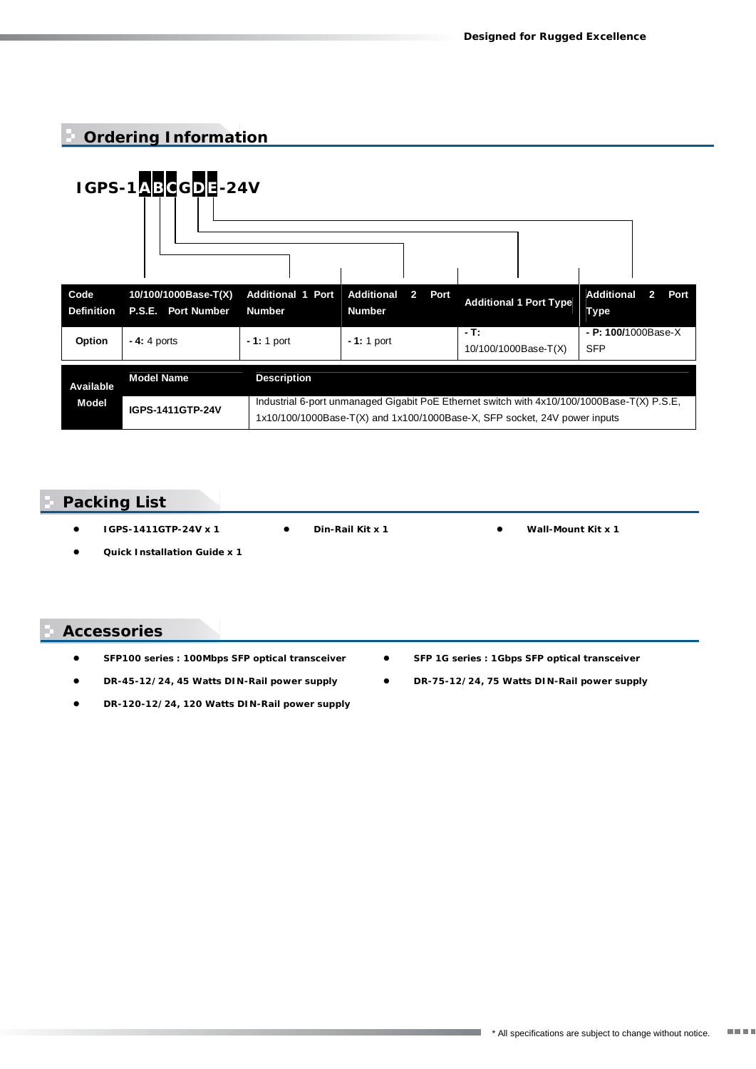## Ordering Information

**IGPS-1ABCGDE-24V**

| Code Definition | 10/100/1000Base-T(X) P.S.E. Port Number | Additional 1 Port Number | Additional 2 Port Number | Additional 1 Port Type | Additional 2 Port Type |
|---|---|---|---|---|---|
| Option | **- 4:** 4 ports | **- 1:** 1 port | **- 1:** 1 port | **- T:** 10/100/1000Base-T(X) | **- P: 100/**1000Base-X SFP |

| Available Model | Model Name | Description |
|---|---|---|
| | IGPS-1411GTP-24V | Industrial 6-port unmanaged Gigabit PoE Ethernet switch with 4x10/100/1000Base-T(X) P.S.E, 1x10/100/1000Base-T(X) and 1x100/1000Base-X, SFP socket, 24V power inputs |

## Packing List

- **IGPS-1411GTP-24V x 1**
- **Din-Rail Kit x 1**
- **Wall-Mount Kit x 1**
- **Quick Installation Guide x 1**

## Accessories

- **SFP100 series : 100Mbps SFP optical transceiver**
- **SFP 1G series : 1Gbps SFP optical transceiver**
- **DR-45-12/24, 45 Watts DIN-Rail power supply**
- **DR-75-12/24, 75 Watts DIN-Rail power supply**
- **DR-120-12/24, 120 Watts DIN-Rail power supply**

* All specifications are subject to change without notice.